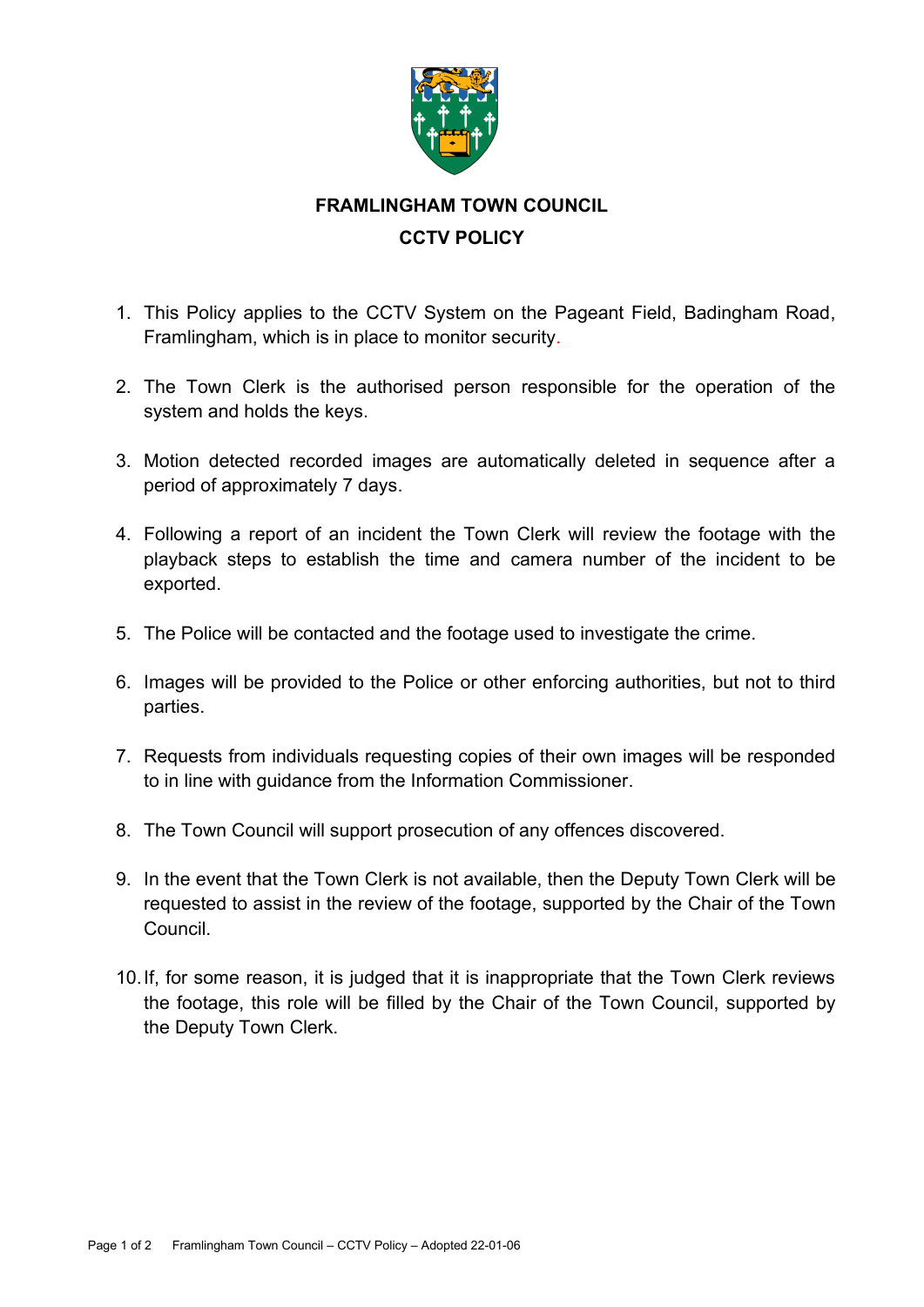# FRAMLINGHAM TOWN COUNCIL

## CCTV POLICY

1. This Policy applies to the CCTV System on the Pageant Field, Badingham Road, Framlingham, which is in place to monitor security.

2. The Town Clerk is the authorised person responsible for the operation of the system and holds the keys.

3. Motion detected recorded images are automatically deleted in sequence after a period of approximately 7 days.

4. Following a report of an incident the Town Clerk will review the footage with the playback steps to establish the time and camera number of the incident to be exported.

5. The Police will be contacted and the footage used to investigate the crime.

6. Images will be provided to the Police or other enforcing authorities, but not to third parties.

7. Requests from individuals requesting copies of their own images will be responded to in line with guidance from the Information Commissioner.

8. The Town Council will support prosecution of any offences discovered.

9. In the event that the Town Clerk is not available, then the Deputy Town Clerk will be requested to assist in the review of the footage, supported by the Chair of the Town Council.

10. If, for some reason, it is judged that it is inappropriate that the Town Clerk reviews the footage, this role will be filled by the Chair of the Town Council, supported by the Deputy Town Clerk.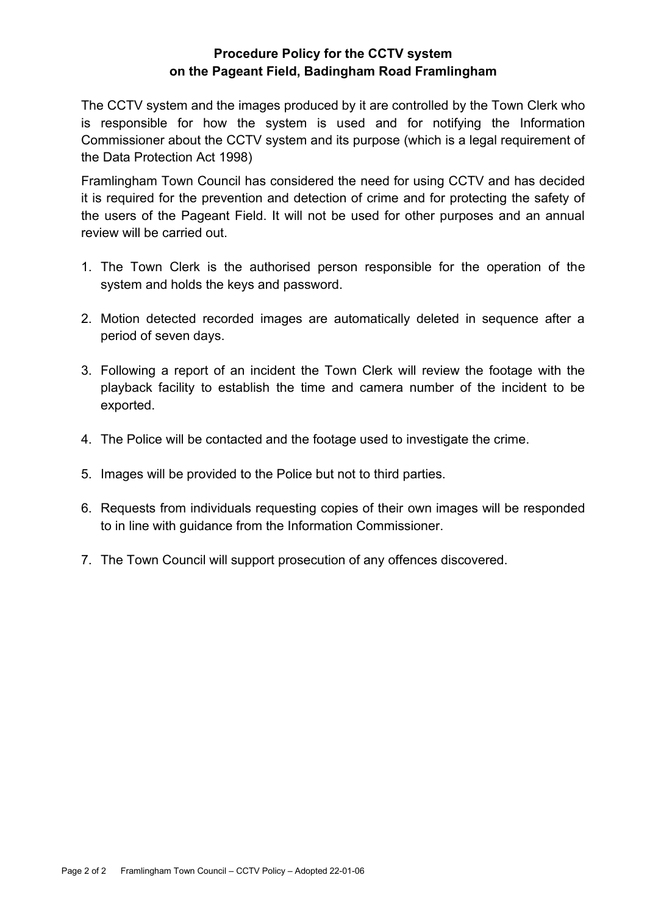**Procedure Policy for the CCTV system on the Pageant Field, Badingham Road Framlingham**

The CCTV system and the images produced by it are controlled by the Town Clerk who is responsible for how the system is used and for notifying the Information Commissioner about the CCTV system and its purpose (which is a legal requirement of the Data Protection Act 1998)

Framlingham Town Council has considered the need for using CCTV and has decided it is required for the prevention and detection of crime and for protecting the safety of the users of the Pageant Field. It will not be used for other purposes and an annual review will be carried out.

1. The Town Clerk is the authorised person responsible for the operation of the system and holds the keys and password.
2. Motion detected recorded images are automatically deleted in sequence after a period of seven days.
3. Following a report of an incident the Town Clerk will review the footage with the playback facility to establish the time and camera number of the incident to be exported.
4. The Police will be contacted and the footage used to investigate the crime.
5. Images will be provided to the Police but not to third parties.
6. Requests from individuals requesting copies of their own images will be responded to in line with guidance from the Information Commissioner.
7. The Town Council will support prosecution of any offences discovered.